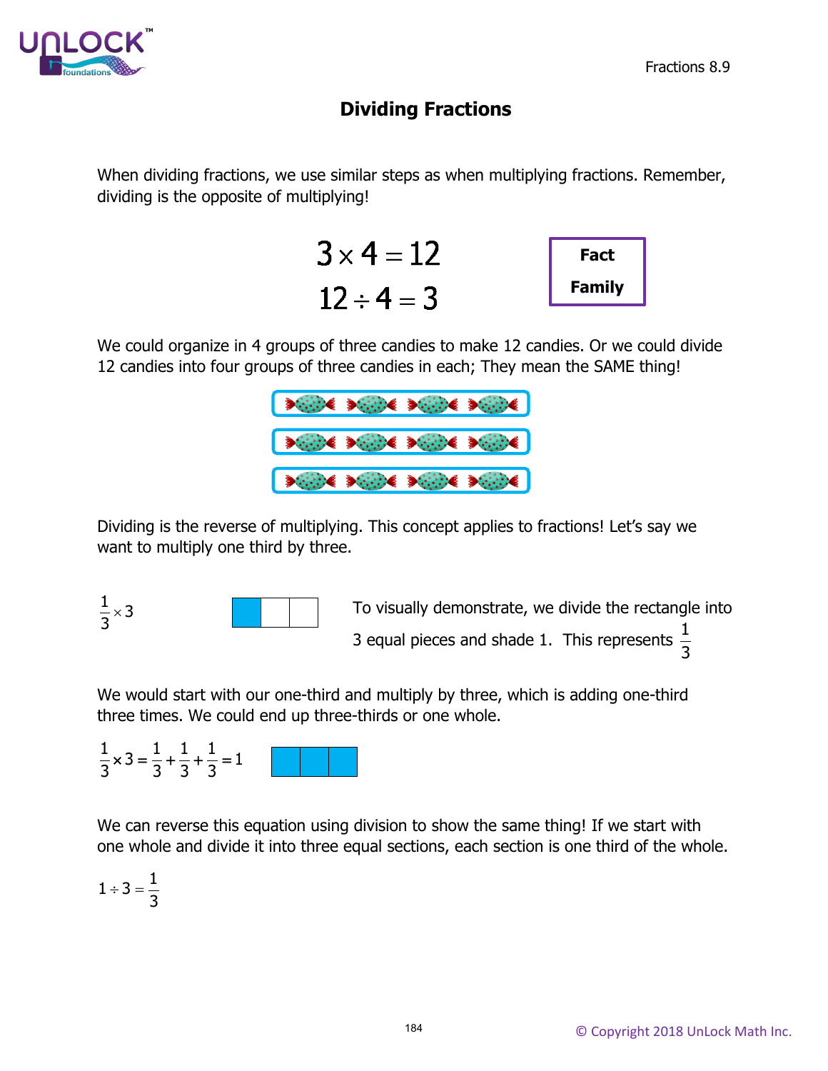# Dividing Fractions

When dividing fractions, we use similar steps as when multiplying fractions. Remember, dividing is the opposite of multiplying!

$$3 \times 4 = 12$$
$$12 \div 4 = 3$$

**Fact Family**

We could organize in 4 groups of three candies to make 12 candies. Or we could divide 12 candies into four groups of three candies in each; They mean the SAME thing!

Dividing is the reverse of multiplying. This concept applies to fractions! Let's say we want to multiply one third by three.

$\frac{1}{3} \times 3$

To visually demonstrate, we divide the rectangle into 3 equal pieces and shade 1. This represents $\frac{1}{3}$

We would start with our one-third and multiply by three, which is adding one-third three times. We could end up three-thirds or one whole.

$$\frac{1}{3} \times 3 = \frac{1}{3} + \frac{1}{3} + \frac{1}{3} = 1$$

We can reverse this equation using division to show the same thing! If we start with one whole and divide it into three equal sections, each section is one third of the whole.

$$1 \div 3 = \frac{1}{3}$$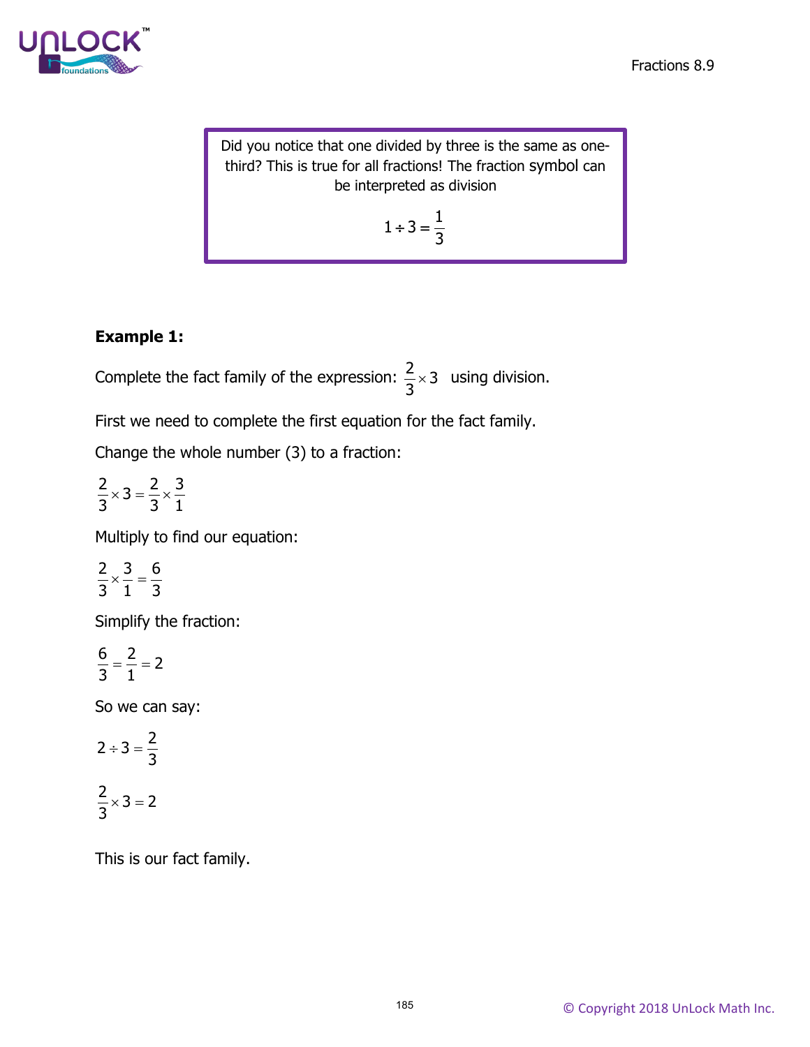> Did you notice that one divided by three is the same as one-third? This is true for all fractions! The fraction symbol can be interpreted as division
>
> $$1 \div 3 = \frac{1}{3}$$

**Example 1:**

Complete the fact family of the expression: $\frac{2}{3} \times 3$ using division.

First we need to complete the first equation for the fact family.

Change the whole number (3) to a fraction:

$$\frac{2}{3} \times 3 = \frac{2}{3} \times \frac{3}{1}$$

Multiply to find our equation:

$$\frac{2}{3} \times \frac{3}{1} = \frac{6}{3}$$

Simplify the fraction:

$$\frac{6}{3} = \frac{2}{1} = 2$$

So we can say:

$$2 \div 3 = \frac{2}{3}$$

$$\frac{2}{3} \times 3 = 2$$

This is our fact family.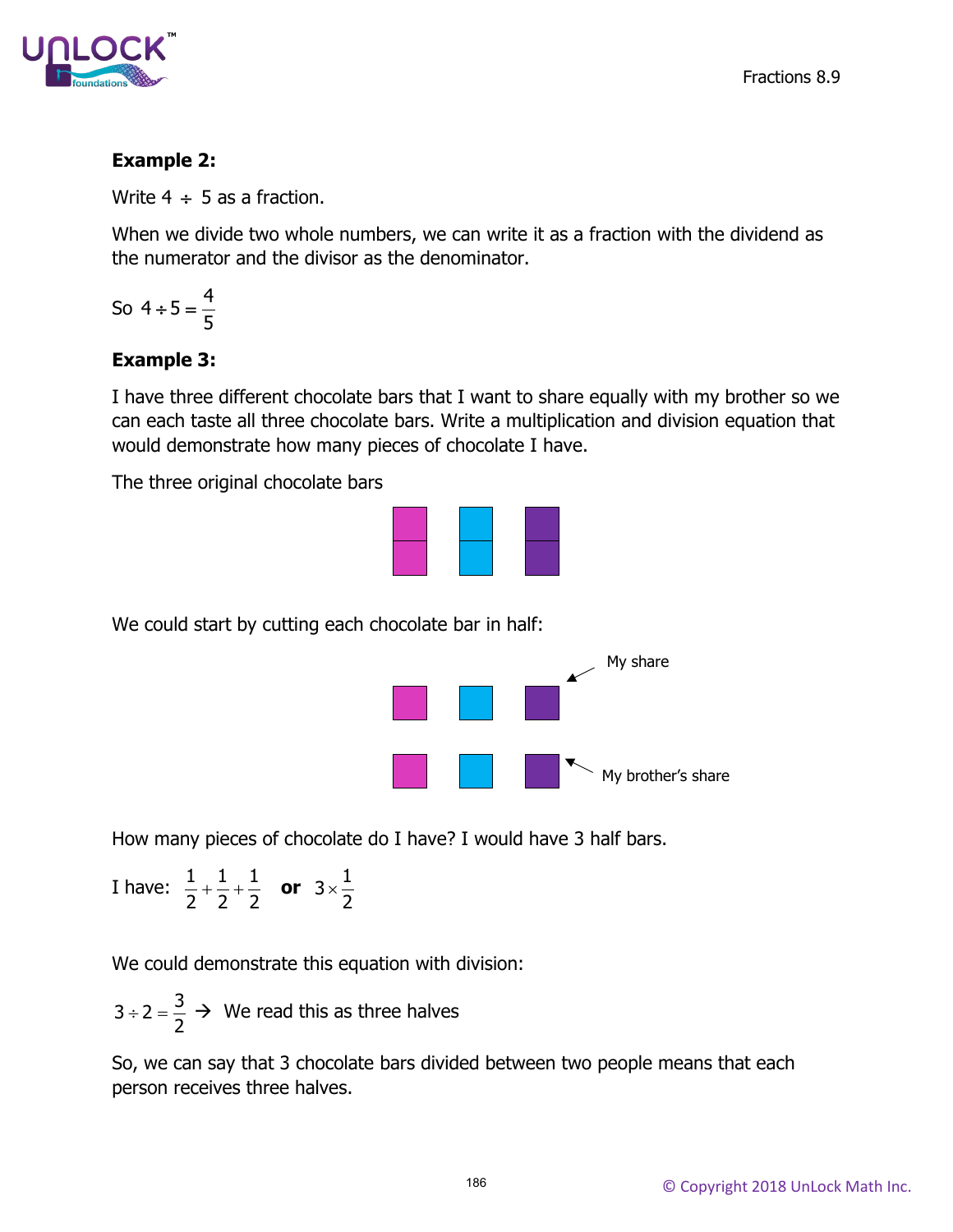**Example 2:**

Write 4 ÷ 5 as a fraction.

When we divide two whole numbers, we can write it as a fraction with the dividend as the numerator and the divisor as the denominator.

So $4 \div 5 = \frac{4}{5}$

**Example 3:**

I have three different chocolate bars that I want to share equally with my brother so we can each taste all three chocolate bars. Write a multiplication and division equation that would demonstrate how many pieces of chocolate I have.

The three original chocolate bars

We could start by cutting each chocolate bar in half:

My share

My brother's share

How many pieces of chocolate do I have? I would have 3 half bars.

I have: $\frac{1}{2}+\frac{1}{2}+\frac{1}{2}$ **or** $3 \times \frac{1}{2}$

We could demonstrate this equation with division:

$3 \div 2 = \frac{3}{2}$ → We read this as three halves

So, we can say that 3 chocolate bars divided between two people means that each person receives three halves.